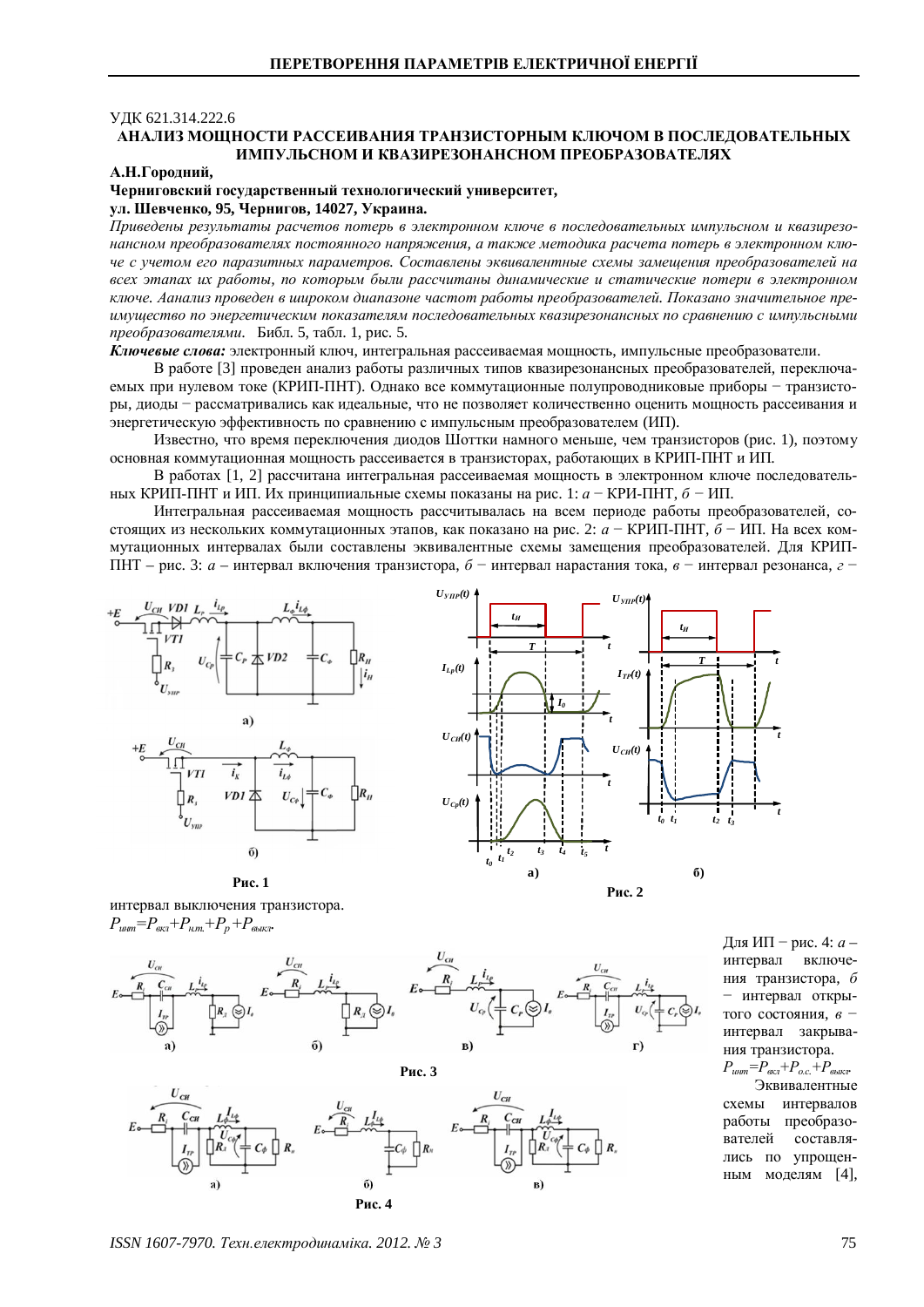УДК 621.314.222.6

## АНАЛИЗ МОЩНОСТИ РАССЕИВАНИЯ ТРАНЗИСТОРНЫМ КЛЮЧОМ В ПОСЛЕДОВАТЕЛЬНЫХ ИМПУЛЬСНОМ И КВАЗИРЕЗОНАНСНОМ ПРЕОБРАЗОВАТЕЛЯХ

**А.Н.Городний,**
**Черниговский государственный технологический университет,**
**ул. Шевченко, 95, Чернигов, 14027, Украина.**

*Приведены результаты расчетов потерь в электронном ключе в последовательных импульсном и квазирезонансном преобразователях постоянного напряжения, а также методика расчета потерь в электронном ключе с учетом его паразитных параметров. Составлены эквивалентные схемы замещения преобразователей на всех этапах их работы, по которым были рассчитаны динамические и статические потери в электронном ключе. Аанализ проведен в широком диапазоне частот работы преобразователей. Показано значительное преимущество по энергетическим показателям последовательных квазирезонансных по сравнению с импульсными преобразователями.* Библ. 5, табл. 1, рис. 5.

***Ключевые слова:*** электронный ключ, интегральная рассеиваемая мощность, импульсные преобразователи.

В работе [3] проведен анализ работы различных типов квазирезонансных преобразователей, переключаемых при нулевом токе (КРИП-ПНТ). Однако все коммутационные полупроводниковые приборы − транзисторы, диоды − рассматривались как идеальные, что не позволяет количественно оценить мощность рассеивания и энергетическую эффективность по сравнению с импульсным преобразователем (ИП).

Известно, что время переключения диодов Шоттки намного меньше, чем транзисторов (рис. 1), поэтому основная коммутационная мощность рассеивается в транзисторах, работающих в КРИП-ПНТ и ИП.

В работах [1, 2] рассчитана интегральная рассеиваемая мощность в электронном ключе последовательных КРИП-ПНТ и ИП. Их принципиальные схемы показаны на рис. 1: *а* − КРИ-ПНТ, *б* − ИП.

Интегральная рассеиваемая мощность рассчитывалась на всем периоде работы преобразователей, состоящих из нескольких коммутационных этапов, как показано на рис. 2: *а* − КРИП-ПНТ, *б* − ИП. На всех коммутационных интервалах были составлены эквивалентные схемы замещения преобразователей. Для КРИП-ПНТ – рис. 3: *а* – интервал включения транзистора, *б* − интервал нарастания тока, *в* − интервал резонанса, *г* − интервал выключения транзистора.

Рис. 1

Рис. 2

$$P_{инт}=P_{вкл}+P_{н.т.}+P_{р}+P_{выкл}.$$

Рис. 3

Рис. 4

Для ИП − рис. 4: *а* – интервал включения транзистора, *б* − интервал открытого состояния, *в* − интервал закрывания транзистора.

$$P_{инт}=P_{вкл}+P_{о.с.}+P_{выкл}.$$

Эквивалентные схемы интервалов работы преобразователей составлялись по упрощенным моделям [4],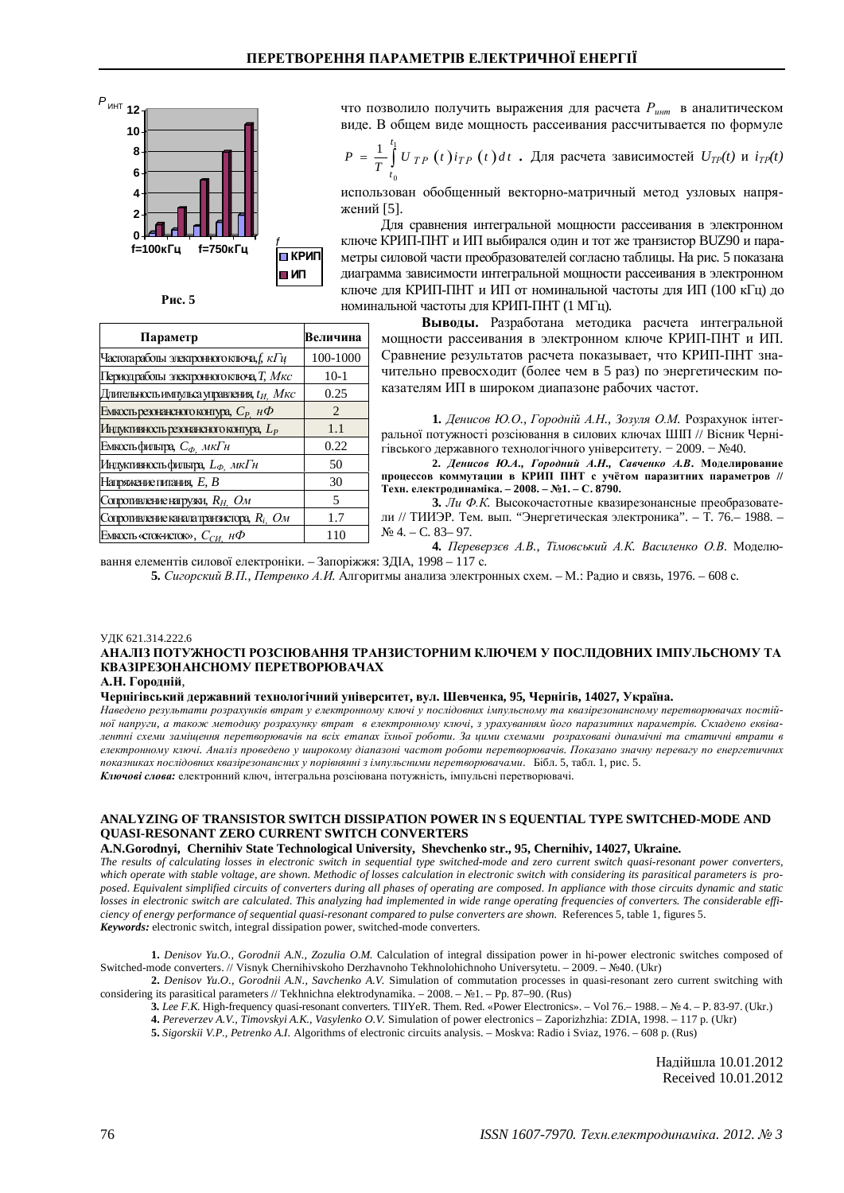$P_{инт}$

12
10
8
6
4
2
0

f=100кГц f=750кГц f

КРИП
ИП

**Рис. 5**

| Параметр | Величина |
|---|---|
| Частота работы электронного ключа, $f$, $кГц$ | 100-1000 |
| Период работы электронного ключа, $T$, $Мкс$ | 10-1 |
| Длительность импульса управления, $t_И$, $Мкс$ | 0.25 |
| Емкость резонансного контура, $C_P$, $нФ$ | 2 |
| Индуктивность резонансного контура, $L_P$ | 1.1 |
| Емкость фильтра, $C_Ф$, $мкГн$ | 0.22 |
| Индуктивность фильтра, $L_Ф$, $мкГн$ | 50 |
| Напряжение питания, $E$, $B$ | 30 |
| Сопротивление нагрузки, $R_H$, $Ом$ | 5 |
| Сопротивление канала транзистора, $R_i$, $Ом$ | 1.7 |
| Емкость «сток-исток», $C_{СИ}$, $нФ$ | 110 |

что позволило получить выражения для расчета $P_{инт}$ в аналитическом виде. В общем виде мощность рассеивания рассчитывается по формуле $P = \frac{1}{T}\int_{t_0}^{t_1} U_{TP}(t) i_{TP}(t)\,dt$. Для расчета зависимостей $U_{TP}(t)$ и $i_{TP}(t)$ использован обобщенный векторно-матричный метод узловых напряжений [5].

Для сравнения интегральной мощности рассеивания в электронном ключе КРИП-ПНТ и ИП выбирался один и тот же транзистор BUZ90 и параметры силовой части преобразователей согласно таблицы. На рис. 5 показана диаграмма зависимости интегральной мощности рассеивания в электронном ключе для КРИП-ПНТ и ИП от номинальной частоты для ИП (100 кГц) до номинальной частоты для КРИП-ПНТ (1 МГц).

**Выводы.** Разработана методика расчета интегральной мощности рассеивания в электронном ключе КРИП-ПНТ и ИП. Сравнение результатов расчета показывает, что КРИП-ПНТ значительно превосходит (более чем в 5 раз) по энергетическим показателям ИП в широком диапазоне рабочих частот.

**1.** *Денисов Ю.О., Городній А.Н., Зозуля О.М.* Розрахунок інтегральної потужності розсіювання в силових ключах ШІП // Вісник Чернігівського державного технологічного університету. − 2009. − №40.

**2.** ***Денисов Ю.А., Городний А.Н., Савченко А.В.* Моделирование процессов коммутации в КРИП ПНТ с учётом паразитних параметров // Техн. електродинаміка. – 2008. – №1. – С. 8790.**

**3.** *Ли Ф.К.* Высокочастотные квазирезонансные преобразователи // ТИИЭР. Тем. вып. "Энергетическая электроника". – Т. 76.– 1988. – № 4. – С. 83– 97.

**4.** *Переверзєв А.В., Тімовський А.К. Василенко О.В.* Моделювання елементів силової електроніки. – Запоріжжя: ЗДІА, 1998 – 117 с.

**5.** *Сигорский В.П., Петренко А.И.* Алгоритмы анализа электронных схем. – М.: Радио и связь, 1976. – 608 с.

УДК 621.314.222.6

## АНАЛІЗ ПОТУЖНОСТІ РОЗСІЮВАННЯ ТРАНЗИСТОРНИМ КЛЮЧЕМ У ПОСЛІДОВНИХ ІМПУЛЬСНОМУ ТА КВАЗІРЕЗОНАНСНОМУ ПЕРЕТВОРЮВАЧАХ

**А.Н. Городній**,

**Чернігівський державний технологічний університет, вул. Шевченка, 95, Чернігів, 14027, Україна.**

*Наведено результати розрахунків втрат у електронному ключі у послідовних імпульсному та квазірезонансному перетворювачах постійної напруги, а також методику розрахунку втрат в електронному ключі, з урахуванням його паразитних параметрів. Складено еквівалентні схеми заміщення перетворювачів на всіх етапах їхньої роботи. За цими схемами розраховані динамічні та статичні втрати в електронному ключі. Аналіз проведено у широкому діапазоні частот роботи перетворювачів. Показано значну перевагу по енергетичних показниках послідовних квазірезонансних у порівнянні з імпульсними перетворювачами.* Бібл. 5, табл. 1, рис. 5.

***Ключові слова:*** електронний ключ, інтегральна розсіювана потужність, імпульсні перетворювачі.

## ANALYZING OF TRANSISTOR SWITCH DISSIPATION POWER IN S EQUENTIAL TYPE SWITCHED-MODE AND QUASI-RESONANT ZERO CURRENT SWITCH CONVERTERS

**A.N.Gorodnyi, Chernihiv State Technological University, Shevchenko str., 95, Chernihiv, 14027, Ukraine.**

*The results of calculating losses in electronic switch in sequential type switched-mode and zero current switch quasi-resonant power converters, which operate with stable voltage, are shown. Methodic of losses calculation in electronic switch with considering its parasitical parameters is proposed. Equivalent simplified circuits of converters during all phases of operating are composed. In appliance with those circuits dynamic and static losses in electronic switch are calculated. This analyzing had implemented in wide range operating frequencies of converters. The considerable efficiency of energy performance of sequential quasi-resonant compared to pulse converters are shown.* References 5, table 1, figures 5.

***Keywords:*** electronic switch, integral dissipation power, switched-mode converters.

**1.** *Denisov Yu.O., Gorodnii A.N., Zozulia O.M.* Calculation of integral dissipation power in hi-power electronic switches composed of Switched-mode converters. // Visnyk Chernihivskoho Derzhavnoho Tekhnolohichnoho Universytetu. – 2009. – №40. (Ukr)

**2.** *Denisov Yu.O., Gorodnii A.N., Savchenko A.V.* Simulation of commutation processes in quasi-resonant zero current switching with considering its parasitical parameters // Tekhnichna elektrodynamika. – 2008. – №1. – Pp. 87–90. (Rus)

**3.** *Lee F.K.* High-frequency quasi-resonant converters. TIIYeR. Them. Red. «Power Electronics». – Vol 76.– 1988. – № 4. – P. 83-97. (Ukr.)

**4.** *Pereverzev A.V., Timovskyi A.K., Vasylenko O.V.* Simulation of power electronics – Zaporizhzhia: ZDIA, 1998. – 117 p. (Ukr)

**5.** *Sigorskii V.P., Petrenko A.I.* Algorithms of electronic circuits analysis. – Moskva: Radio i Sviaz, 1976. – 608 p. (Rus)

Надійшла 10.01.2012
Received 10.01.2012